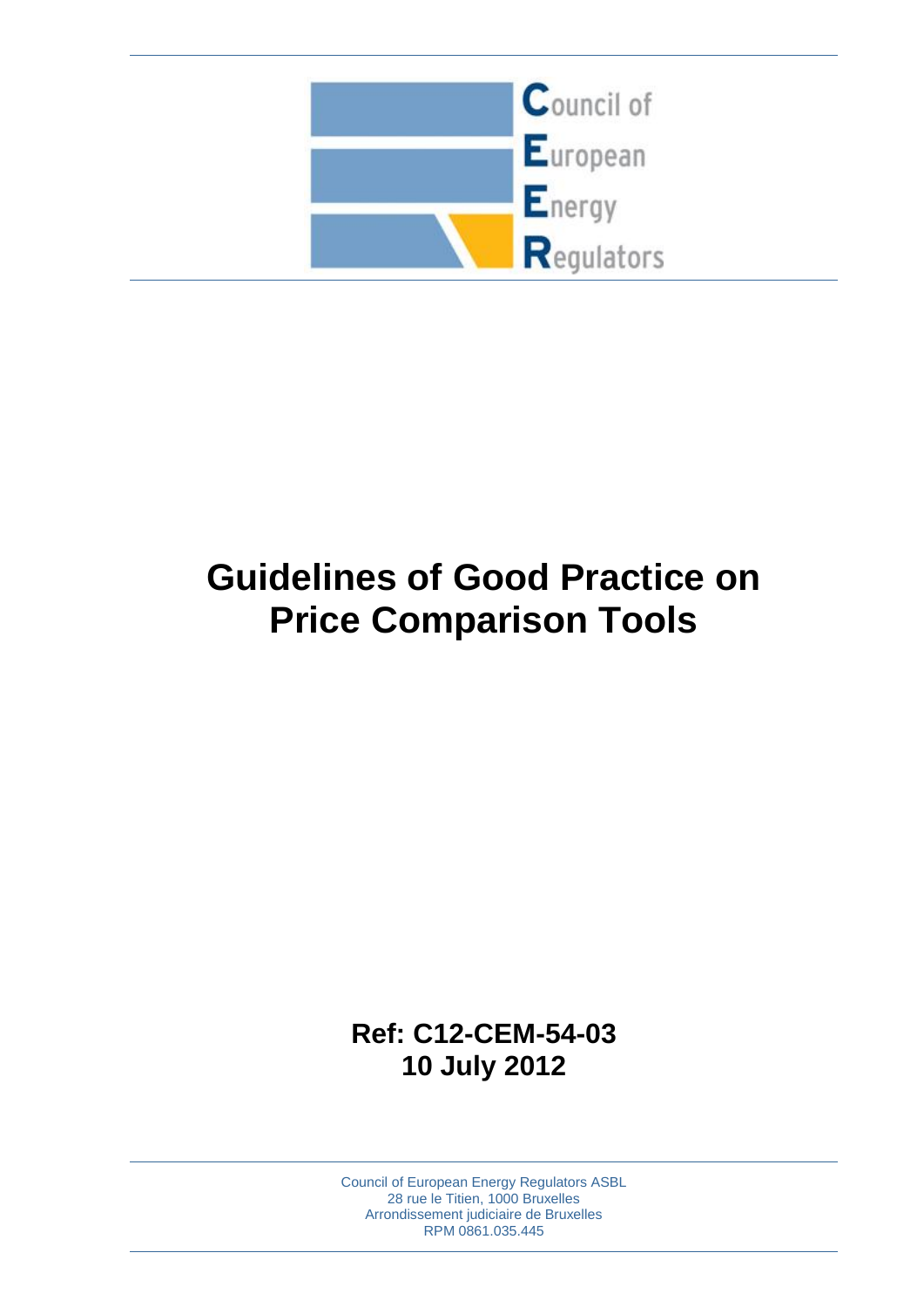Council of
European
Energy
Regulators

# Guidelines of Good Practice on Price Comparison Tools

**Ref: C12-CEM-54-03**
**10 July 2012**

Council of European Energy Regulators ASBL
28 rue le Titien, 1000 Bruxelles
Arrondissement judiciaire de Bruxelles
RPM 0861.035.445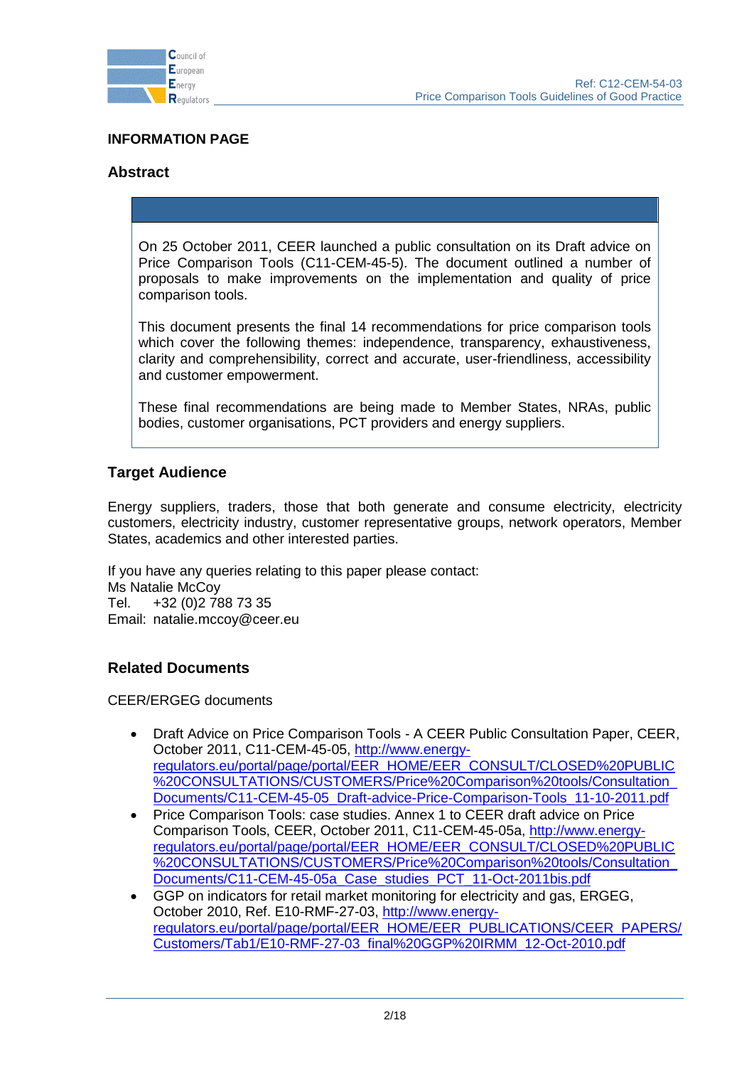**INFORMATION PAGE**

## Abstract

On 25 October 2011, CEER launched a public consultation on its Draft advice on Price Comparison Tools (C11-CEM-45-5). The document outlined a number of proposals to make improvements on the implementation and quality of price comparison tools.

This document presents the final 14 recommendations for price comparison tools which cover the following themes: independence, transparency, exhaustiveness, clarity and comprehensibility, correct and accurate, user-friendliness, accessibility and customer empowerment.

These final recommendations are being made to Member States, NRAs, public bodies, customer organisations, PCT providers and energy suppliers.

## Target Audience

Energy suppliers, traders, those that both generate and consume electricity, electricity customers, electricity industry, customer representative groups, network operators, Member States, academics and other interested parties.

If you have any queries relating to this paper please contact:
Ms Natalie McCoy
Tel. +32 (0)2 788 73 35
Email: natalie.mccoy@ceer.eu

## Related Documents

CEER/ERGEG documents

- Draft Advice on Price Comparison Tools - A CEER Public Consultation Paper, CEER, October 2011, C11-CEM-45-05, http://www.energy-regulators.eu/portal/page/portal/EER_HOME/EER_CONSULT/CLOSED%20PUBLIC%20CONSULTATIONS/CUSTOMERS/Price%20Comparison%20tools/Consultation_Documents/C11-CEM-45-05_Draft-advice-Price-Comparison-Tools_11-10-2011.pdf
- Price Comparison Tools: case studies. Annex 1 to CEER draft advice on Price Comparison Tools, CEER, October 2011, C11-CEM-45-05a, http://www.energy-regulators.eu/portal/page/portal/EER_HOME/EER_CONSULT/CLOSED%20PUBLIC%20CONSULTATIONS/CUSTOMERS/Price%20Comparison%20tools/Consultation_Documents/C11-CEM-45-05a_Case_studies_PCT_11-Oct-2011bis.pdf
- GGP on indicators for retail market monitoring for electricity and gas, ERGEG, October 2010, Ref. E10-RMF-27-03, http://www.energy-regulators.eu/portal/page/portal/EER_HOME/EER_PUBLICATIONS/CEER_PAPERS/Customers/Tab1/E10-RMF-27-03_final%20GGP%20IRMM_12-Oct-2010.pdf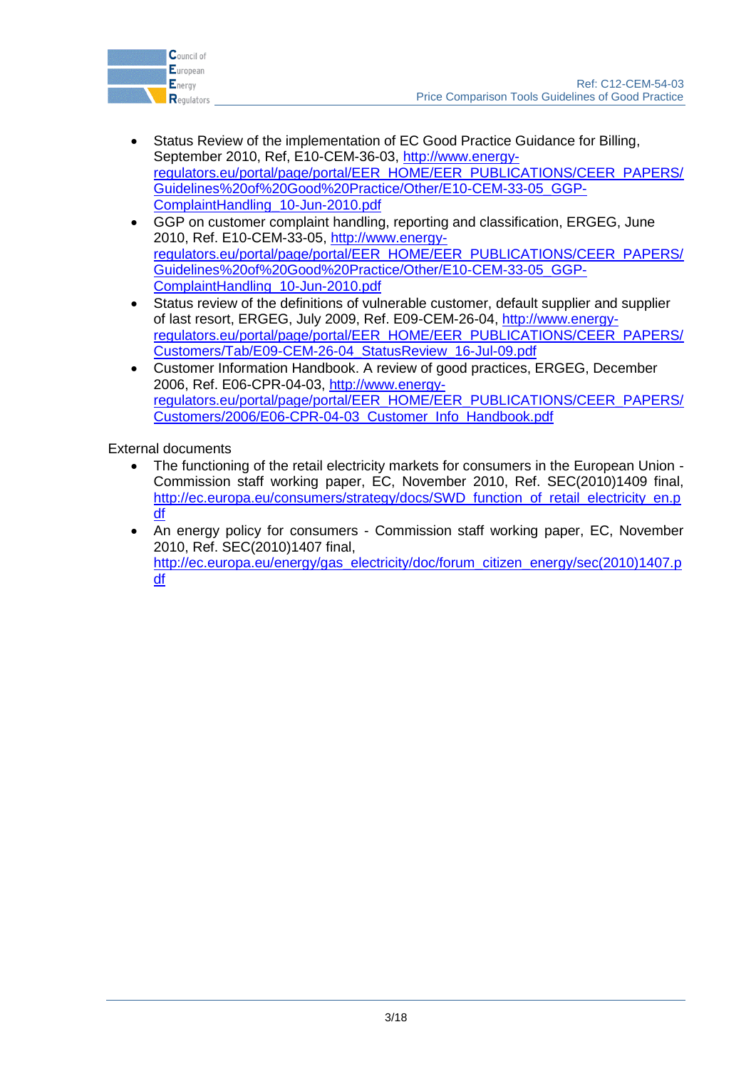- Status Review of the implementation of EC Good Practice Guidance for Billing, September 2010, Ref, E10-CEM-36-03, http://www.energy-regulators.eu/portal/page/portal/EER_HOME/EER_PUBLICATIONS/CEER_PAPERS/Guidelines%20of%20Good%20Practice/Other/E10-CEM-33-05_GGP-ComplaintHandling_10-Jun-2010.pdf
- GGP on customer complaint handling, reporting and classification, ERGEG, June 2010, Ref. E10-CEM-33-05, http://www.energy-regulators.eu/portal/page/portal/EER_HOME/EER_PUBLICATIONS/CEER_PAPERS/Guidelines%20of%20Good%20Practice/Other/E10-CEM-33-05_GGP-ComplaintHandling_10-Jun-2010.pdf
- Status review of the definitions of vulnerable customer, default supplier and supplier of last resort, ERGEG, July 2009, Ref. E09-CEM-26-04, http://www.energy-regulators.eu/portal/page/portal/EER_HOME/EER_PUBLICATIONS/CEER_PAPERS/Customers/Tab/E09-CEM-26-04_StatusReview_16-Jul-09.pdf
- Customer Information Handbook. A review of good practices, ERGEG, December 2006, Ref. E06-CPR-04-03, http://www.energy-regulators.eu/portal/page/portal/EER_HOME/EER_PUBLICATIONS/CEER_PAPERS/Customers/2006/E06-CPR-04-03_Customer_Info_Handbook.pdf

External documents

- The functioning of the retail electricity markets for consumers in the European Union - Commission staff working paper, EC, November 2010, Ref. SEC(2010)1409 final, http://ec.europa.eu/consumers/strategy/docs/SWD_function_of_retail_electricity_en.pdf
- An energy policy for consumers - Commission staff working paper, EC, November 2010, Ref. SEC(2010)1407 final, http://ec.europa.eu/energy/gas_electricity/doc/forum_citizen_energy/sec(2010)1407.pdf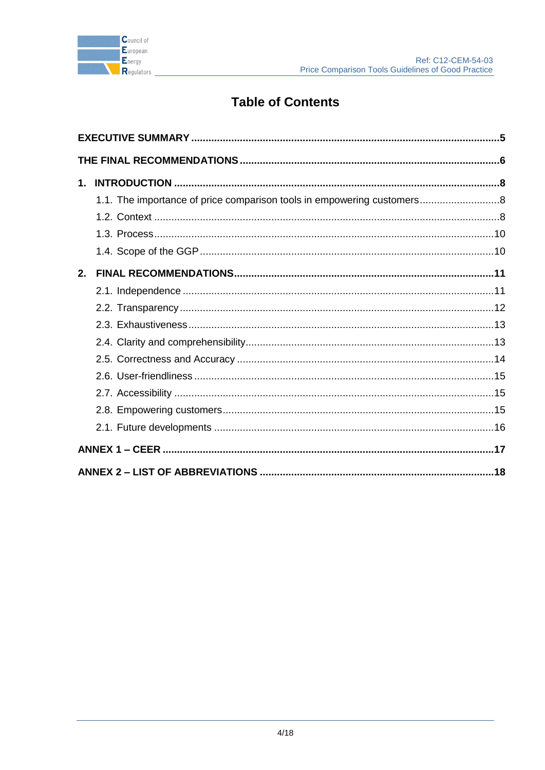# Table of Contents

**EXECUTIVE SUMMARY** .......... **5**

**THE FINAL RECOMMENDATIONS** .......... **6**

**1. INTRODUCTION** .......... **8**

- 1.1. The importance of price comparison tools in empowering customers .......... 8
- 1.2. Context .......... 8
- 1.3. Process .......... 10
- 1.4. Scope of the GGP .......... 10

**2. FINAL RECOMMENDATIONS** .......... **11**

- 2.1. Independence .......... 11
- 2.2. Transparency .......... 12
- 2.3. Exhaustiveness .......... 13
- 2.4. Clarity and comprehensibility .......... 13
- 2.5. Correctness and Accuracy .......... 14
- 2.6. User-friendliness .......... 15
- 2.7. Accessibility .......... 15
- 2.8. Empowering customers .......... 15
- 2.1. Future developments .......... 16

**ANNEX 1 – CEER** .......... **17**

**ANNEX 2 – LIST OF ABBREVIATIONS** .......... **18**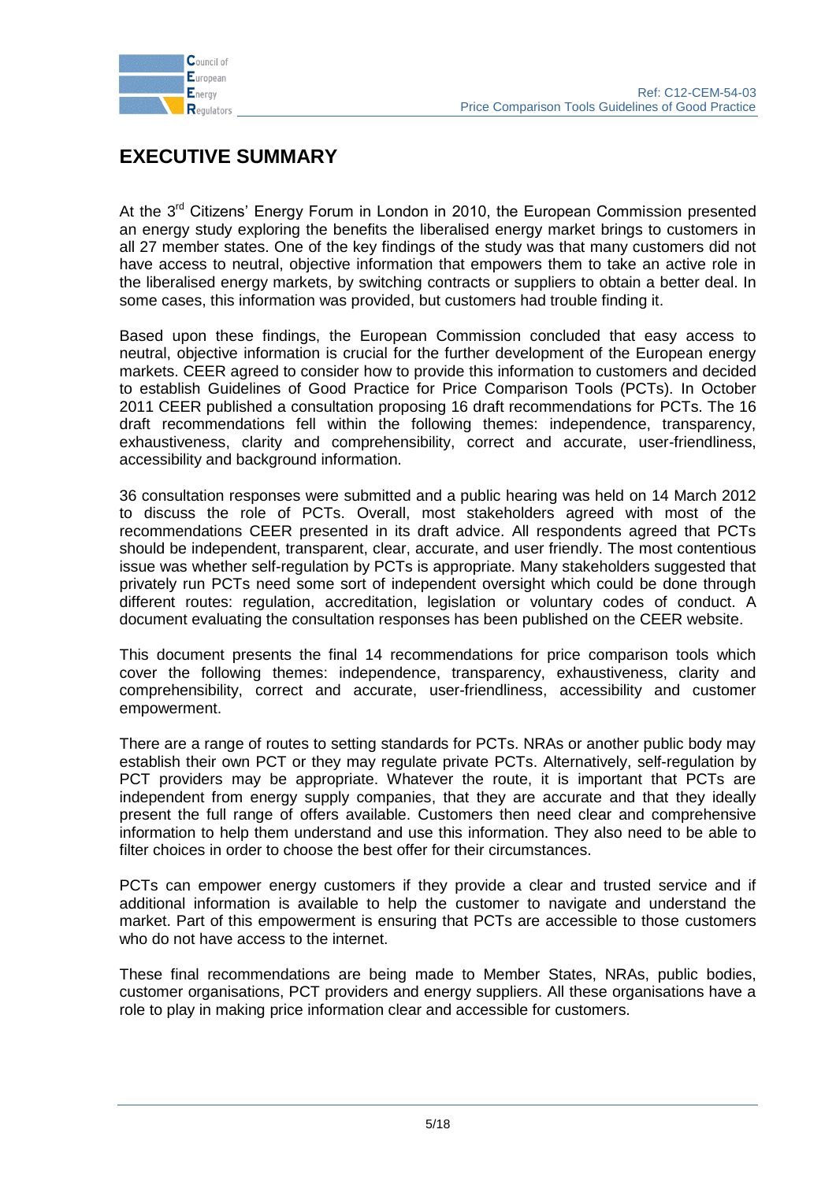# EXECUTIVE SUMMARY

At the 3rd Citizens' Energy Forum in London in 2010, the European Commission presented an energy study exploring the benefits the liberalised energy market brings to customers in all 27 member states. One of the key findings of the study was that many customers did not have access to neutral, objective information that empowers them to take an active role in the liberalised energy markets, by switching contracts or suppliers to obtain a better deal. In some cases, this information was provided, but customers had trouble finding it.

Based upon these findings, the European Commission concluded that easy access to neutral, objective information is crucial for the further development of the European energy markets. CEER agreed to consider how to provide this information to customers and decided to establish Guidelines of Good Practice for Price Comparison Tools (PCTs). In October 2011 CEER published a consultation proposing 16 draft recommendations for PCTs. The 16 draft recommendations fell within the following themes: independence, transparency, exhaustiveness, clarity and comprehensibility, correct and accurate, user-friendliness, accessibility and background information.

36 consultation responses were submitted and a public hearing was held on 14 March 2012 to discuss the role of PCTs. Overall, most stakeholders agreed with most of the recommendations CEER presented in its draft advice. All respondents agreed that PCTs should be independent, transparent, clear, accurate, and user friendly. The most contentious issue was whether self-regulation by PCTs is appropriate. Many stakeholders suggested that privately run PCTs need some sort of independent oversight which could be done through different routes: regulation, accreditation, legislation or voluntary codes of conduct. A document evaluating the consultation responses has been published on the CEER website.

This document presents the final 14 recommendations for price comparison tools which cover the following themes: independence, transparency, exhaustiveness, clarity and comprehensibility, correct and accurate, user-friendliness, accessibility and customer empowerment.

There are a range of routes to setting standards for PCTs. NRAs or another public body may establish their own PCT or they may regulate private PCTs. Alternatively, self-regulation by PCT providers may be appropriate. Whatever the route, it is important that PCTs are independent from energy supply companies, that they are accurate and that they ideally present the full range of offers available. Customers then need clear and comprehensive information to help them understand and use this information. They also need to be able to filter choices in order to choose the best offer for their circumstances.

PCTs can empower energy customers if they provide a clear and trusted service and if additional information is available to help the customer to navigate and understand the market. Part of this empowerment is ensuring that PCTs are accessible to those customers who do not have access to the internet.

These final recommendations are being made to Member States, NRAs, public bodies, customer organisations, PCT providers and energy suppliers. All these organisations have a role to play in making price information clear and accessible for customers.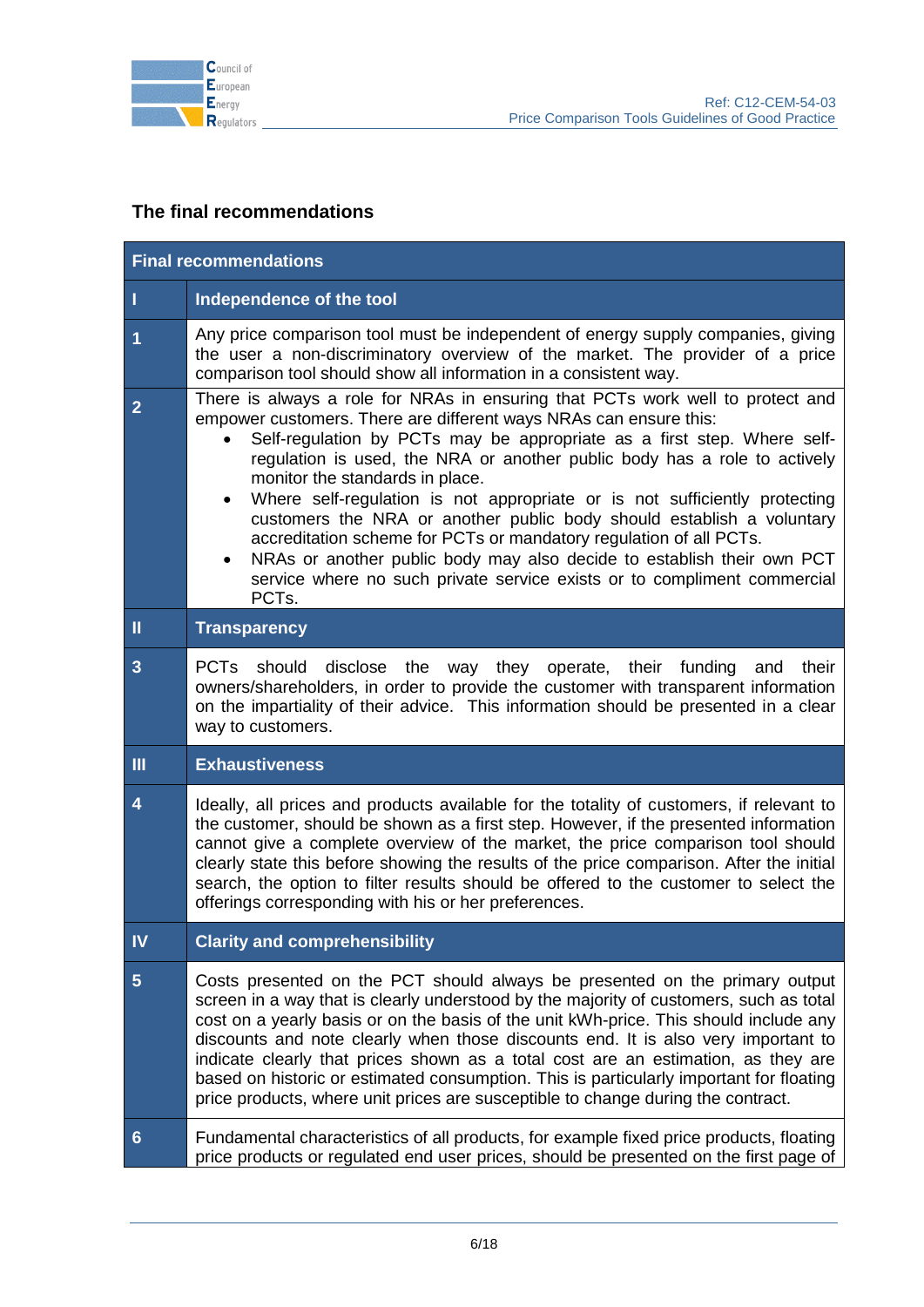## The final recommendations

| Final recommendations | |
|---|---|
| **I** | **Independence of the tool** |
| **1** | Any price comparison tool must be independent of energy supply companies, giving the user a non-discriminatory overview of the market. The provider of a price comparison tool should show all information in a consistent way. |
| **2** | There is always a role for NRAs in ensuring that PCTs work well to protect and empower customers. There are different ways NRAs can ensure this:<br>• Self-regulation by PCTs may be appropriate as a first step. Where self-regulation is used, the NRA or another public body has a role to actively monitor the standards in place.<br>• Where self-regulation is not appropriate or is not sufficiently protecting customers the NRA or another public body should establish a voluntary accreditation scheme for PCTs or mandatory regulation of all PCTs.<br>• NRAs or another public body may also decide to establish their own PCT service where no such private service exists or to compliment commercial PCTs. |
| **II** | **Transparency** |
| **3** | PCTs should disclose the way they operate, their funding and their owners/shareholders, in order to provide the customer with transparent information on the impartiality of their advice. This information should be presented in a clear way to customers. |
| **III** | **Exhaustiveness** |
| **4** | Ideally, all prices and products available for the totality of customers, if relevant to the customer, should be shown as a first step. However, if the presented information cannot give a complete overview of the market, the price comparison tool should clearly state this before showing the results of the price comparison. After the initial search, the option to filter results should be offered to the customer to select the offerings corresponding with his or her preferences. |
| **IV** | **Clarity and comprehensibility** |
| **5** | Costs presented on the PCT should always be presented on the primary output screen in a way that is clearly understood by the majority of customers, such as total cost on a yearly basis or on the basis of the unit kWh-price. This should include any discounts and note clearly when those discounts end. It is also very important to indicate clearly that prices shown as a total cost are an estimation, as they are based on historic or estimated consumption. This is particularly important for floating price products, where unit prices are susceptible to change during the contract. |
| **6** | Fundamental characteristics of all products, for example fixed price products, floating price products or regulated end user prices, should be presented on the first page of |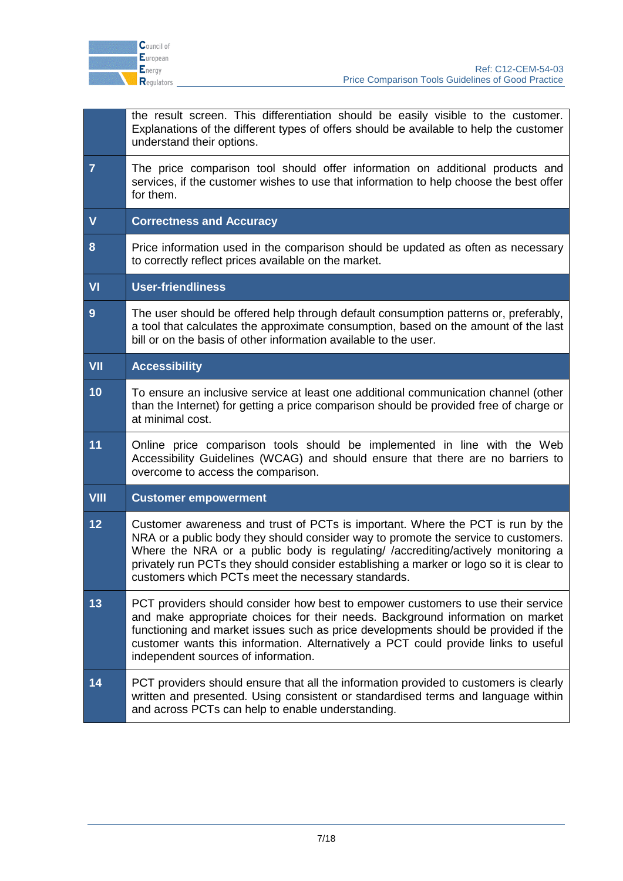| | |
|---|---|
| | the result screen. This differentiation should be easily visible to the customer. Explanations of the different types of offers should be available to help the customer understand their options. |
| **7** | The price comparison tool should offer information on additional products and services, if the customer wishes to use that information to help choose the best offer for them. |
| **V** | **Correctness and Accuracy** |
| **8** | Price information used in the comparison should be updated as often as necessary to correctly reflect prices available on the market. |
| **VI** | **User-friendliness** |
| **9** | The user should be offered help through default consumption patterns or, preferably, a tool that calculates the approximate consumption, based on the amount of the last bill or on the basis of other information available to the user. |
| **VII** | **Accessibility** |
| **10** | To ensure an inclusive service at least one additional communication channel (other than the Internet) for getting a price comparison should be provided free of charge or at minimal cost. |
| **11** | Online price comparison tools should be implemented in line with the Web Accessibility Guidelines (WCAG) and should ensure that there are no barriers to overcome to access the comparison. |
| **VIII** | **Customer empowerment** |
| **12** | Customer awareness and trust of PCTs is important. Where the PCT is run by the NRA or a public body they should consider way to promote the service to customers. Where the NRA or a public body is regulating/ /accrediting/actively monitoring a privately run PCTs they should consider establishing a marker or logo so it is clear to customers which PCTs meet the necessary standards. |
| **13** | PCT providers should consider how best to empower customers to use their service and make appropriate choices for their needs. Background information on market functioning and market issues such as price developments should be provided if the customer wants this information. Alternatively a PCT could provide links to useful independent sources of information. |
| **14** | PCT providers should ensure that all the information provided to customers is clearly written and presented. Using consistent or standardised terms and language within and across PCTs can help to enable understanding. |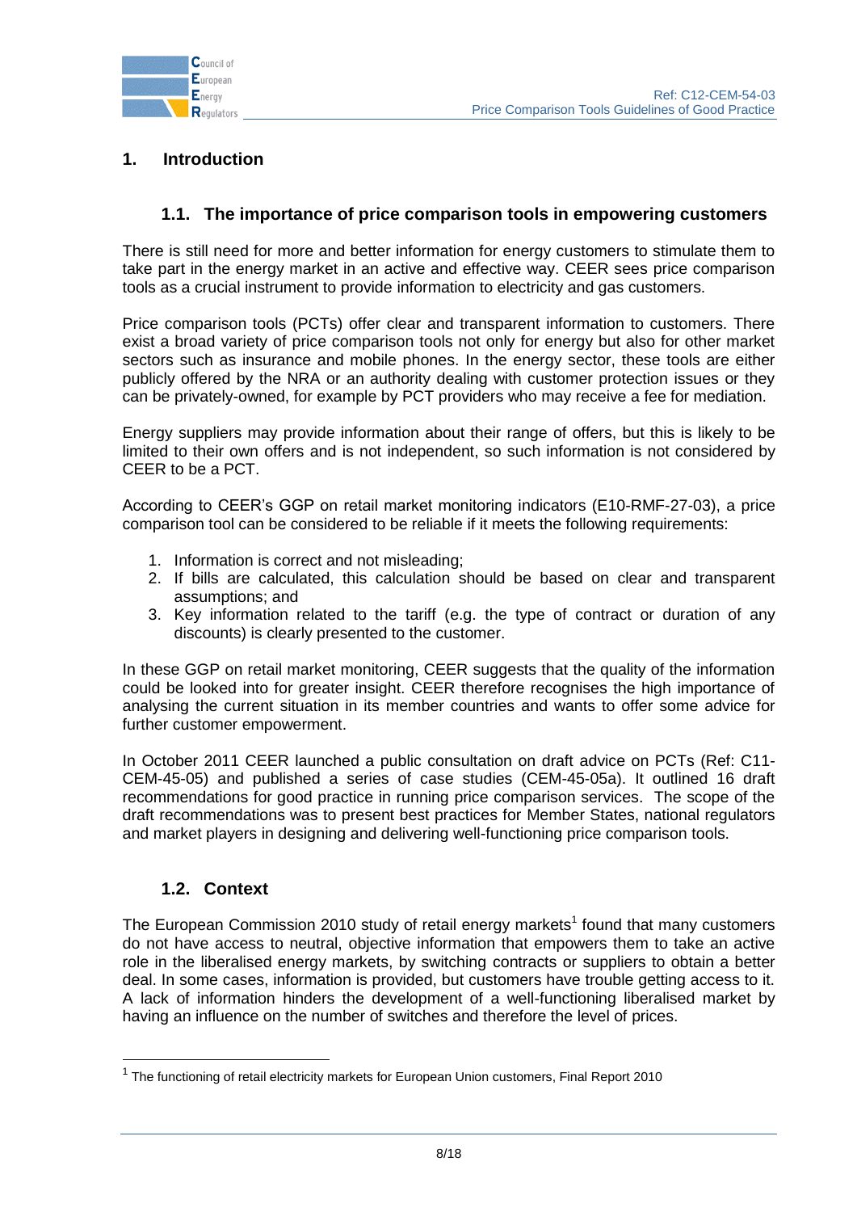# 1. Introduction

## 1.1. The importance of price comparison tools in empowering customers

There is still need for more and better information for energy customers to stimulate them to take part in the energy market in an active and effective way. CEER sees price comparison tools as a crucial instrument to provide information to electricity and gas customers.

Price comparison tools (PCTs) offer clear and transparent information to customers. There exist a broad variety of price comparison tools not only for energy but also for other market sectors such as insurance and mobile phones. In the energy sector, these tools are either publicly offered by the NRA or an authority dealing with customer protection issues or they can be privately-owned, for example by PCT providers who may receive a fee for mediation.

Energy suppliers may provide information about their range of offers, but this is likely to be limited to their own offers and is not independent, so such information is not considered by CEER to be a PCT.

According to CEER's GGP on retail market monitoring indicators (E10-RMF-27-03), a price comparison tool can be considered to be reliable if it meets the following requirements:

1. Information is correct and not misleading;
2. If bills are calculated, this calculation should be based on clear and transparent assumptions; and
3. Key information related to the tariff (e.g. the type of contract or duration of any discounts) is clearly presented to the customer.

In these GGP on retail market monitoring, CEER suggests that the quality of the information could be looked into for greater insight. CEER therefore recognises the high importance of analysing the current situation in its member countries and wants to offer some advice for further customer empowerment.

In October 2011 CEER launched a public consultation on draft advice on PCTs (Ref: C11-CEM-45-05) and published a series of case studies (CEM-45-05a). It outlined 16 draft recommendations for good practice in running price comparison services. The scope of the draft recommendations was to present best practices for Member States, national regulators and market players in designing and delivering well-functioning price comparison tools.

## 1.2. Context

The European Commission 2010 study of retail energy markets[1] found that many customers do not have access to neutral, objective information that empowers them to take an active role in the liberalised energy markets, by switching contracts or suppliers to obtain a better deal. In some cases, information is provided, but customers have trouble getting access to it. A lack of information hinders the development of a well-functioning liberalised market by having an influence on the number of switches and therefore the level of prices.

[1] The functioning of retail electricity markets for European Union customers, Final Report 2010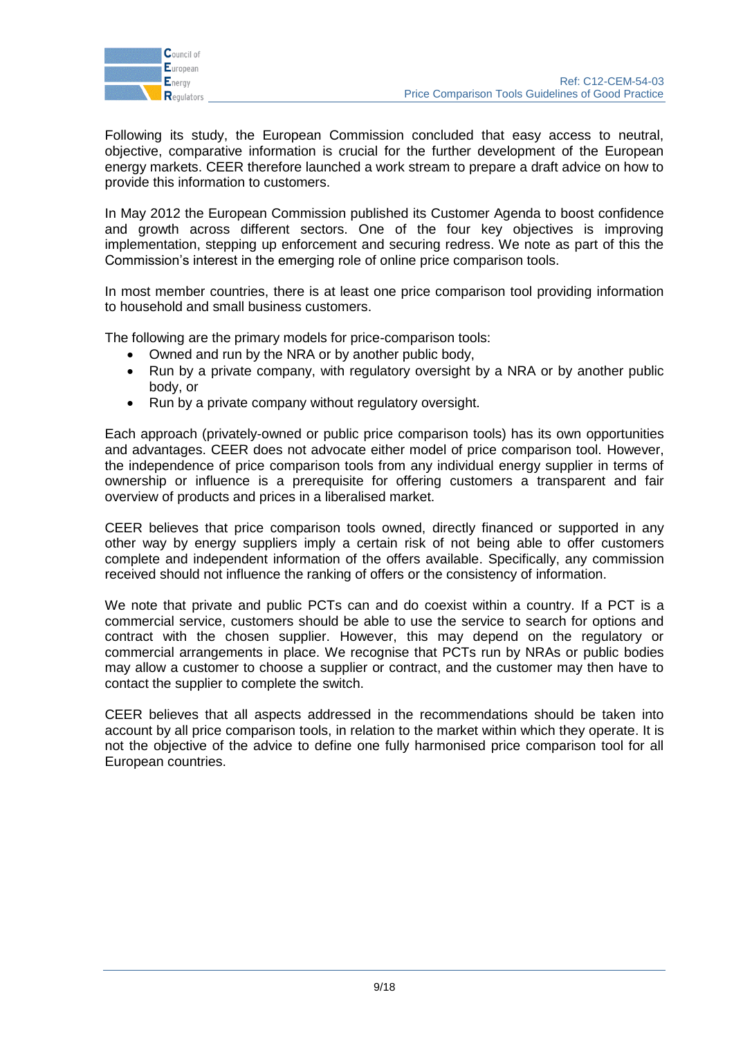Following its study, the European Commission concluded that easy access to neutral, objective, comparative information is crucial for the further development of the European energy markets. CEER therefore launched a work stream to prepare a draft advice on how to provide this information to customers.

In May 2012 the European Commission published its Customer Agenda to boost confidence and growth across different sectors. One of the four key objectives is improving implementation, stepping up enforcement and securing redress. We note as part of this the Commission's interest in the emerging role of online price comparison tools.

In most member countries, there is at least one price comparison tool providing information to household and small business customers.

The following are the primary models for price-comparison tools:

- Owned and run by the NRA or by another public body,
- Run by a private company, with regulatory oversight by a NRA or by another public body, or
- Run by a private company without regulatory oversight.

Each approach (privately-owned or public price comparison tools) has its own opportunities and advantages. CEER does not advocate either model of price comparison tool. However, the independence of price comparison tools from any individual energy supplier in terms of ownership or influence is a prerequisite for offering customers a transparent and fair overview of products and prices in a liberalised market.

CEER believes that price comparison tools owned, directly financed or supported in any other way by energy suppliers imply a certain risk of not being able to offer customers complete and independent information of the offers available. Specifically, any commission received should not influence the ranking of offers or the consistency of information.

We note that private and public PCTs can and do coexist within a country. If a PCT is a commercial service, customers should be able to use the service to search for options and contract with the chosen supplier. However, this may depend on the regulatory or commercial arrangements in place. We recognise that PCTs run by NRAs or public bodies may allow a customer to choose a supplier or contract, and the customer may then have to contact the supplier to complete the switch.

CEER believes that all aspects addressed in the recommendations should be taken into account by all price comparison tools, in relation to the market within which they operate. It is not the objective of the advice to define one fully harmonised price comparison tool for all European countries.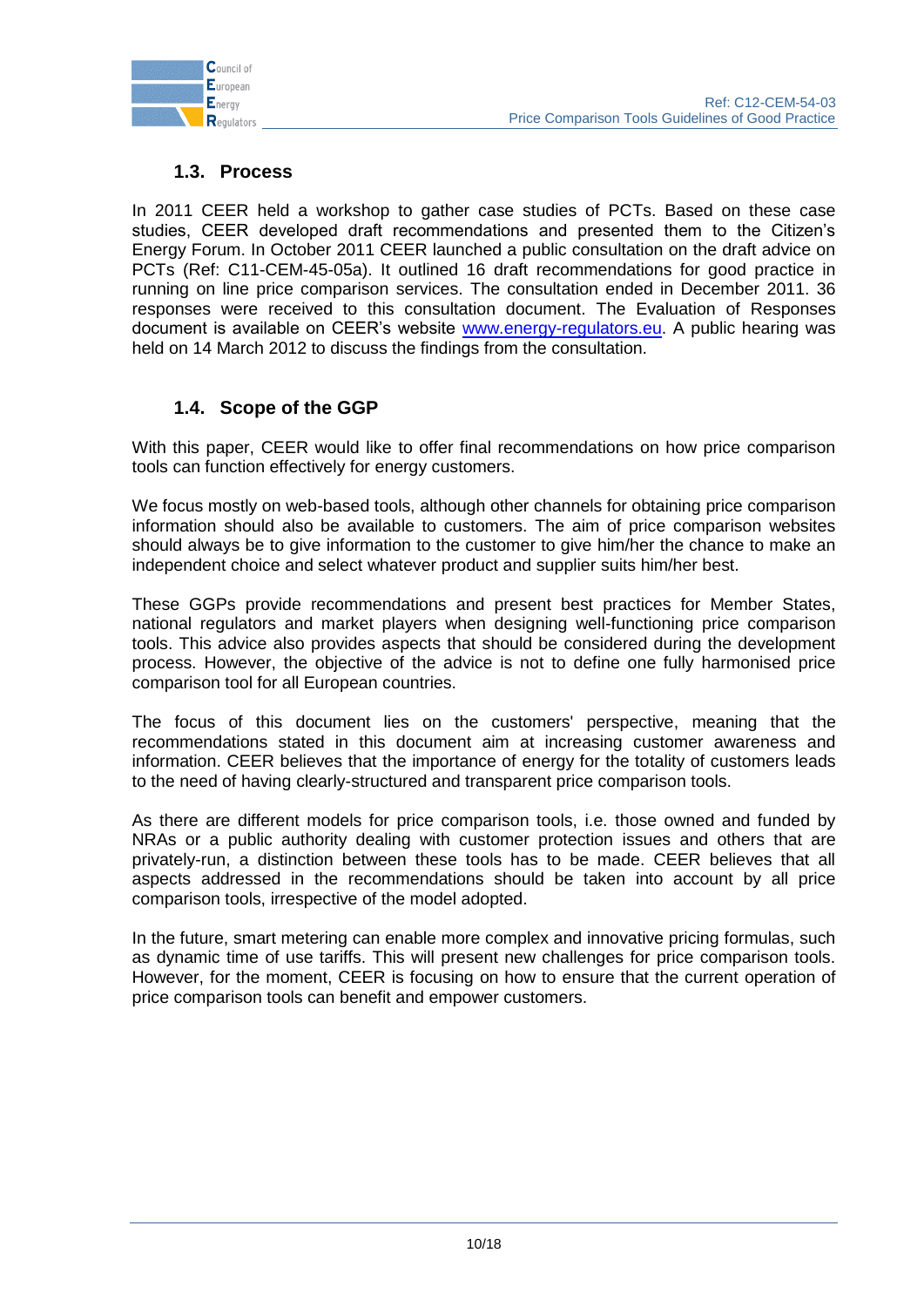## 1.3. Process

In 2011 CEER held a workshop to gather case studies of PCTs. Based on these case studies, CEER developed draft recommendations and presented them to the Citizen's Energy Forum. In October 2011 CEER launched a public consultation on the draft advice on PCTs (Ref: C11-CEM-45-05a). It outlined 16 draft recommendations for good practice in running on line price comparison services. The consultation ended in December 2011. 36 responses were received to this consultation document. The Evaluation of Responses document is available on CEER's website www.energy-regulators.eu. A public hearing was held on 14 March 2012 to discuss the findings from the consultation.

## 1.4. Scope of the GGP

With this paper, CEER would like to offer final recommendations on how price comparison tools can function effectively for energy customers.

We focus mostly on web-based tools, although other channels for obtaining price comparison information should also be available to customers. The aim of price comparison websites should always be to give information to the customer to give him/her the chance to make an independent choice and select whatever product and supplier suits him/her best.

These GGPs provide recommendations and present best practices for Member States, national regulators and market players when designing well-functioning price comparison tools. This advice also provides aspects that should be considered during the development process. However, the objective of the advice is not to define one fully harmonised price comparison tool for all European countries.

The focus of this document lies on the customers' perspective, meaning that the recommendations stated in this document aim at increasing customer awareness and information. CEER believes that the importance of energy for the totality of customers leads to the need of having clearly-structured and transparent price comparison tools.

As there are different models for price comparison tools, i.e. those owned and funded by NRAs or a public authority dealing with customer protection issues and others that are privately-run, a distinction between these tools has to be made. CEER believes that all aspects addressed in the recommendations should be taken into account by all price comparison tools, irrespective of the model adopted.

In the future, smart metering can enable more complex and innovative pricing formulas, such as dynamic time of use tariffs. This will present new challenges for price comparison tools. However, for the moment, CEER is focusing on how to ensure that the current operation of price comparison tools can benefit and empower customers.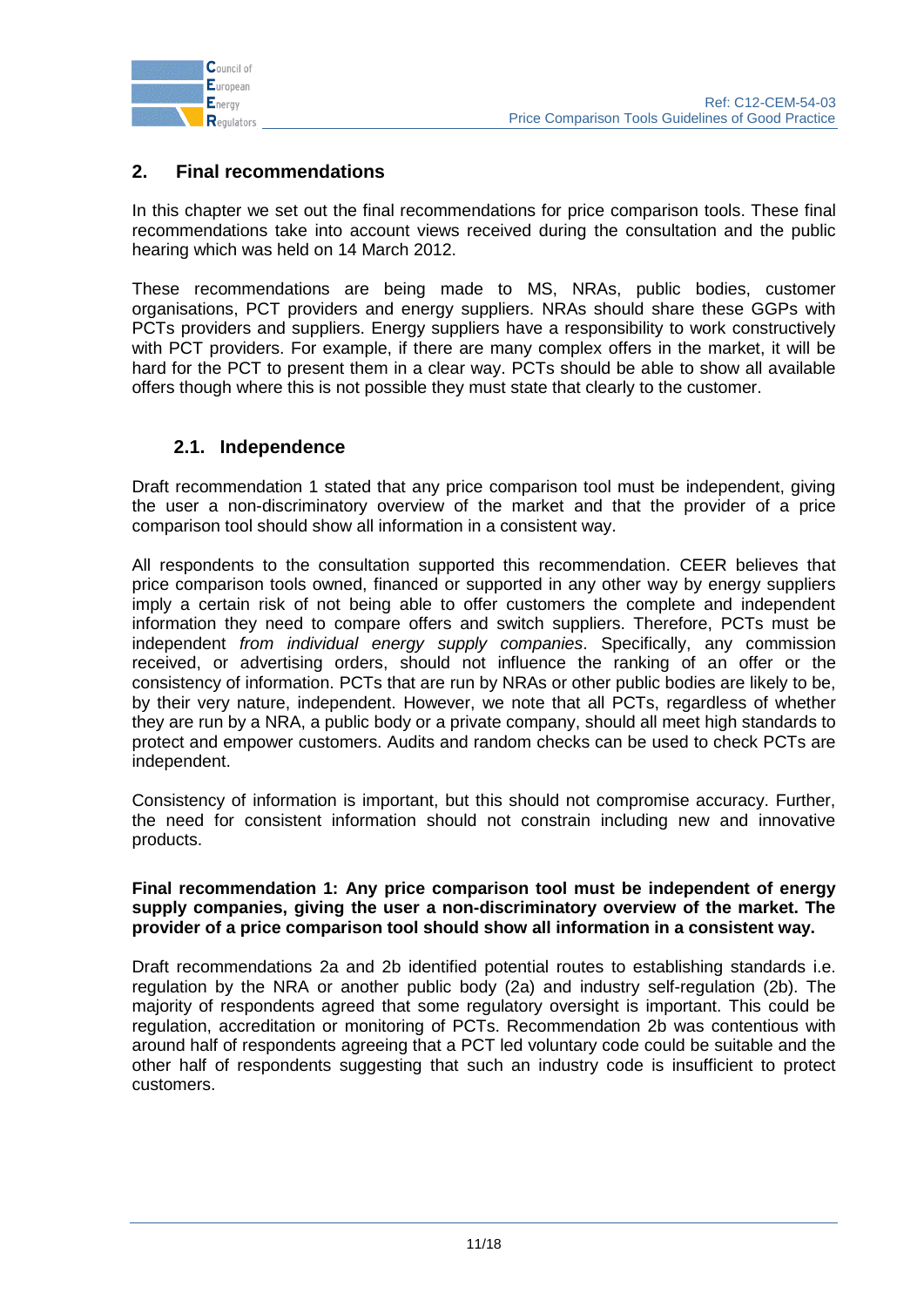## 2. Final recommendations

In this chapter we set out the final recommendations for price comparison tools. These final recommendations take into account views received during the consultation and the public hearing which was held on 14 March 2012.

These recommendations are being made to MS, NRAs, public bodies, customer organisations, PCT providers and energy suppliers. NRAs should share these GGPs with PCTs providers and suppliers. Energy suppliers have a responsibility to work constructively with PCT providers. For example, if there are many complex offers in the market, it will be hard for the PCT to present them in a clear way. PCTs should be able to show all available offers though where this is not possible they must state that clearly to the customer.

### 2.1. Independence

Draft recommendation 1 stated that any price comparison tool must be independent, giving the user a non-discriminatory overview of the market and that the provider of a price comparison tool should show all information in a consistent way.

All respondents to the consultation supported this recommendation. CEER believes that price comparison tools owned, financed or supported in any other way by energy suppliers imply a certain risk of not being able to offer customers the complete and independent information they need to compare offers and switch suppliers. Therefore, PCTs must be independent *from individual energy supply companies*. Specifically, any commission received, or advertising orders, should not influence the ranking of an offer or the consistency of information. PCTs that are run by NRAs or other public bodies are likely to be, by their very nature, independent. However, we note that all PCTs, regardless of whether they are run by a NRA, a public body or a private company, should all meet high standards to protect and empower customers. Audits and random checks can be used to check PCTs are independent.

Consistency of information is important, but this should not compromise accuracy. Further, the need for consistent information should not constrain including new and innovative products.

**Final recommendation 1: Any price comparison tool must be independent of energy supply companies, giving the user a non-discriminatory overview of the market. The provider of a price comparison tool should show all information in a consistent way.**

Draft recommendations 2a and 2b identified potential routes to establishing standards i.e. regulation by the NRA or another public body (2a) and industry self-regulation (2b). The majority of respondents agreed that some regulatory oversight is important. This could be regulation, accreditation or monitoring of PCTs. Recommendation 2b was contentious with around half of respondents agreeing that a PCT led voluntary code could be suitable and the other half of respondents suggesting that such an industry code is insufficient to protect customers.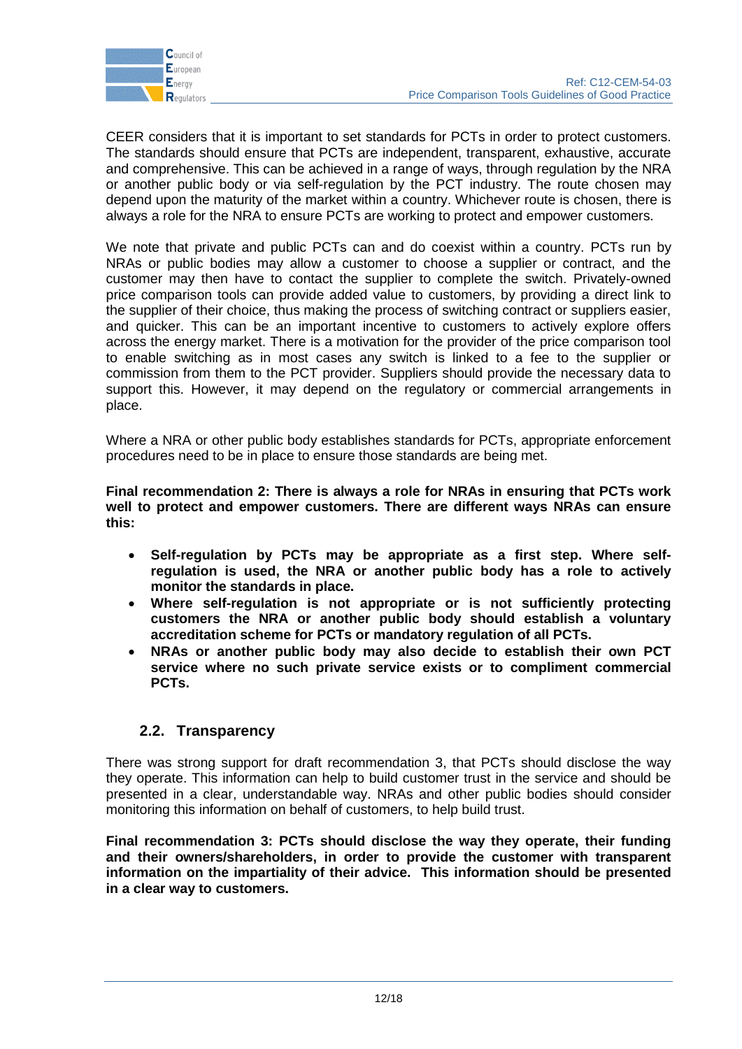CEER considers that it is important to set standards for PCTs in order to protect customers. The standards should ensure that PCTs are independent, transparent, exhaustive, accurate and comprehensive. This can be achieved in a range of ways, through regulation by the NRA or another public body or via self-regulation by the PCT industry. The route chosen may depend upon the maturity of the market within a country. Whichever route is chosen, there is always a role for the NRA to ensure PCTs are working to protect and empower customers.

We note that private and public PCTs can and do coexist within a country. PCTs run by NRAs or public bodies may allow a customer to choose a supplier or contract, and the customer may then have to contact the supplier to complete the switch. Privately-owned price comparison tools can provide added value to customers, by providing a direct link to the supplier of their choice, thus making the process of switching contract or suppliers easier, and quicker. This can be an important incentive to customers to actively explore offers across the energy market. There is a motivation for the provider of the price comparison tool to enable switching as in most cases any switch is linked to a fee to the supplier or commission from them to the PCT provider. Suppliers should provide the necessary data to support this. However, it may depend on the regulatory or commercial arrangements in place.

Where a NRA or other public body establishes standards for PCTs, appropriate enforcement procedures need to be in place to ensure those standards are being met.

**Final recommendation 2: There is always a role for NRAs in ensuring that PCTs work well to protect and empower customers. There are different ways NRAs can ensure this:**

- **Self-regulation by PCTs may be appropriate as a first step. Where self-regulation is used, the NRA or another public body has a role to actively monitor the standards in place.**
- **Where self-regulation is not appropriate or is not sufficiently protecting customers the NRA or another public body should establish a voluntary accreditation scheme for PCTs or mandatory regulation of all PCTs.**
- **NRAs or another public body may also decide to establish their own PCT service where no such private service exists or to compliment commercial PCTs.**

## 2.2. Transparency

There was strong support for draft recommendation 3, that PCTs should disclose the way they operate. This information can help to build customer trust in the service and should be presented in a clear, understandable way. NRAs and other public bodies should consider monitoring this information on behalf of customers, to help build trust.

**Final recommendation 3: PCTs should disclose the way they operate, their funding and their owners/shareholders, in order to provide the customer with transparent information on the impartiality of their advice. This information should be presented in a clear way to customers.**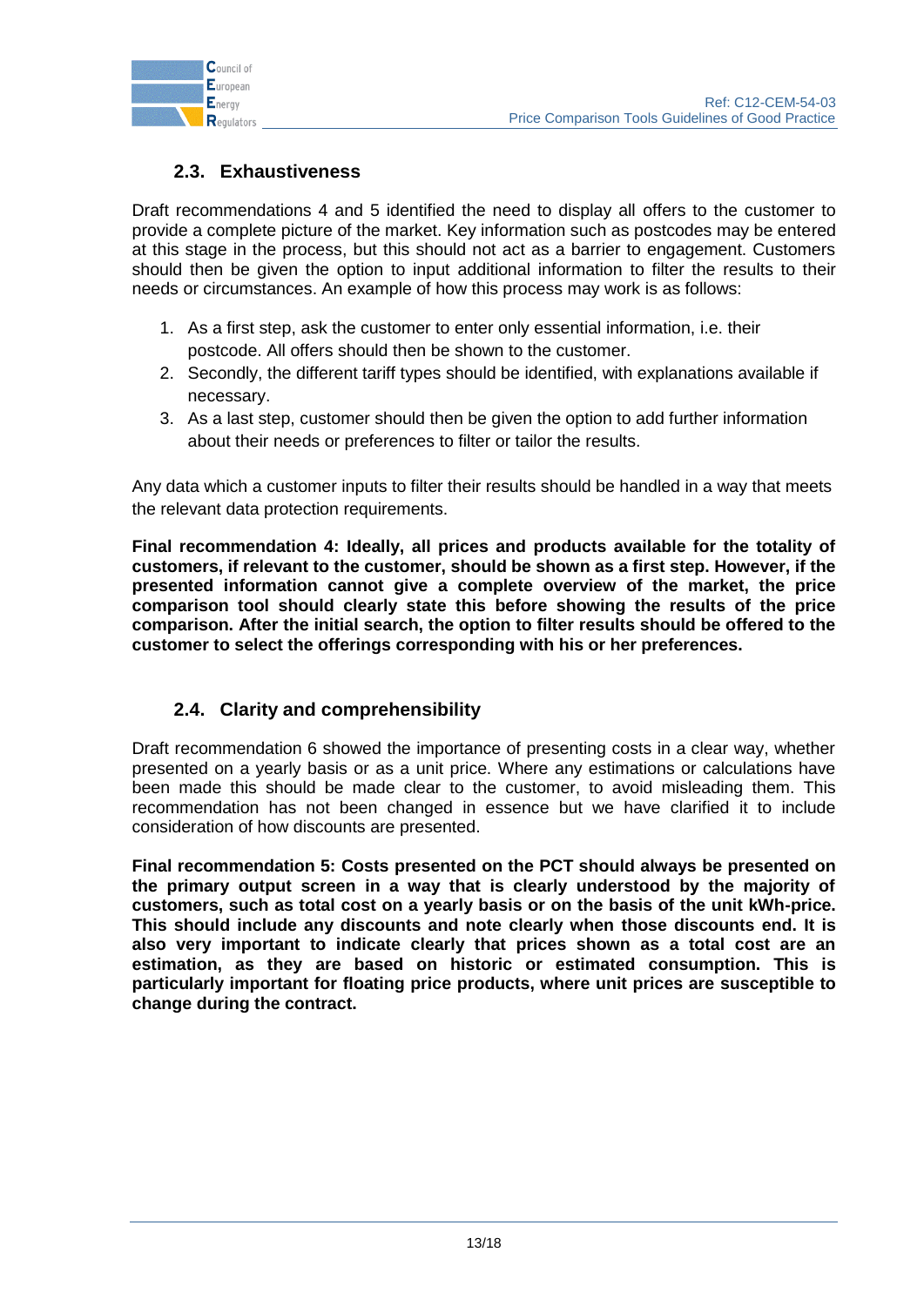## 2.3. Exhaustiveness

Draft recommendations 4 and 5 identified the need to display all offers to the customer to provide a complete picture of the market. Key information such as postcodes may be entered at this stage in the process, but this should not act as a barrier to engagement. Customers should then be given the option to input additional information to filter the results to their needs or circumstances. An example of how this process may work is as follows:

1. As a first step, ask the customer to enter only essential information, i.e. their postcode. All offers should then be shown to the customer.
2. Secondly, the different tariff types should be identified, with explanations available if necessary.
3. As a last step, customer should then be given the option to add further information about their needs or preferences to filter or tailor the results.

Any data which a customer inputs to filter their results should be handled in a way that meets the relevant data protection requirements.

**Final recommendation 4: Ideally, all prices and products available for the totality of customers, if relevant to the customer, should be shown as a first step. However, if the presented information cannot give a complete overview of the market, the price comparison tool should clearly state this before showing the results of the price comparison. After the initial search, the option to filter results should be offered to the customer to select the offerings corresponding with his or her preferences.**

## 2.4. Clarity and comprehensibility

Draft recommendation 6 showed the importance of presenting costs in a clear way, whether presented on a yearly basis or as a unit price. Where any estimations or calculations have been made this should be made clear to the customer, to avoid misleading them. This recommendation has not been changed in essence but we have clarified it to include consideration of how discounts are presented.

**Final recommendation 5: Costs presented on the PCT should always be presented on the primary output screen in a way that is clearly understood by the majority of customers, such as total cost on a yearly basis or on the basis of the unit kWh-price. This should include any discounts and note clearly when those discounts end. It is also very important to indicate clearly that prices shown as a total cost are an estimation, as they are based on historic or estimated consumption. This is particularly important for floating price products, where unit prices are susceptible to change during the contract.**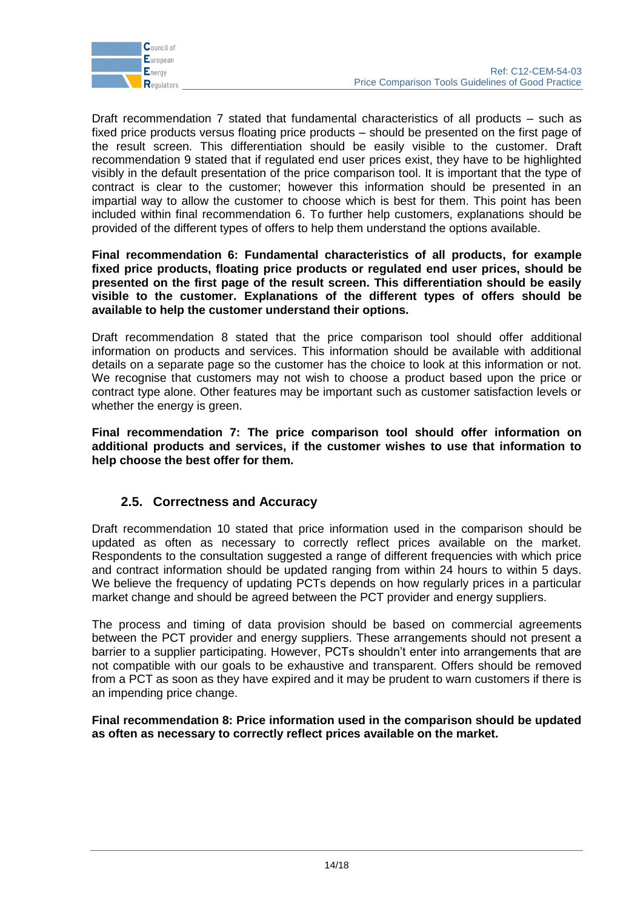Draft recommendation 7 stated that fundamental characteristics of all products – such as fixed price products versus floating price products – should be presented on the first page of the result screen. This differentiation should be easily visible to the customer. Draft recommendation 9 stated that if regulated end user prices exist, they have to be highlighted visibly in the default presentation of the price comparison tool. It is important that the type of contract is clear to the customer; however this information should be presented in an impartial way to allow the customer to choose which is best for them. This point has been included within final recommendation 6. To further help customers, explanations should be provided of the different types of offers to help them understand the options available.

**Final recommendation 6: Fundamental characteristics of all products, for example fixed price products, floating price products or regulated end user prices, should be presented on the first page of the result screen. This differentiation should be easily visible to the customer. Explanations of the different types of offers should be available to help the customer understand their options.**

Draft recommendation 8 stated that the price comparison tool should offer additional information on products and services. This information should be available with additional details on a separate page so the customer has the choice to look at this information or not. We recognise that customers may not wish to choose a product based upon the price or contract type alone. Other features may be important such as customer satisfaction levels or whether the energy is green.

**Final recommendation 7: The price comparison tool should offer information on additional products and services, if the customer wishes to use that information to help choose the best offer for them.**

## 2.5. Correctness and Accuracy

Draft recommendation 10 stated that price information used in the comparison should be updated as often as necessary to correctly reflect prices available on the market. Respondents to the consultation suggested a range of different frequencies with which price and contract information should be updated ranging from within 24 hours to within 5 days. We believe the frequency of updating PCTs depends on how regularly prices in a particular market change and should be agreed between the PCT provider and energy suppliers.

The process and timing of data provision should be based on commercial agreements between the PCT provider and energy suppliers. These arrangements should not present a barrier to a supplier participating. However, PCTs shouldn't enter into arrangements that are not compatible with our goals to be exhaustive and transparent. Offers should be removed from a PCT as soon as they have expired and it may be prudent to warn customers if there is an impending price change.

**Final recommendation 8: Price information used in the comparison should be updated as often as necessary to correctly reflect prices available on the market.**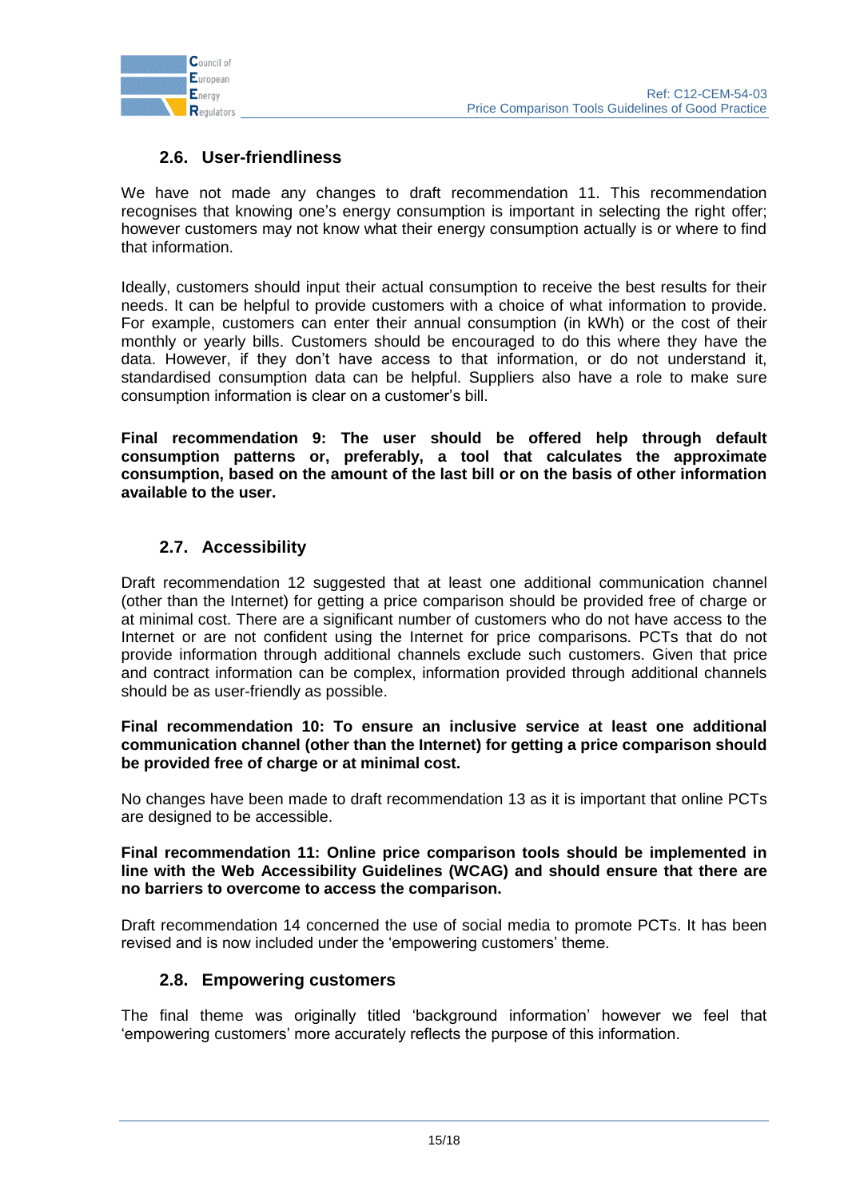### 2.6. User-friendliness

We have not made any changes to draft recommendation 11. This recommendation recognises that knowing one's energy consumption is important in selecting the right offer; however customers may not know what their energy consumption actually is or where to find that information.

Ideally, customers should input their actual consumption to receive the best results for their needs. It can be helpful to provide customers with a choice of what information to provide. For example, customers can enter their annual consumption (in kWh) or the cost of their monthly or yearly bills. Customers should be encouraged to do this where they have the data. However, if they don't have access to that information, or do not understand it, standardised consumption data can be helpful. Suppliers also have a role to make sure consumption information is clear on a customer's bill.

**Final recommendation 9: The user should be offered help through default consumption patterns or, preferably, a tool that calculates the approximate consumption, based on the amount of the last bill or on the basis of other information available to the user.**

### 2.7. Accessibility

Draft recommendation 12 suggested that at least one additional communication channel (other than the Internet) for getting a price comparison should be provided free of charge or at minimal cost. There are a significant number of customers who do not have access to the Internet or are not confident using the Internet for price comparisons. PCTs that do not provide information through additional channels exclude such customers. Given that price and contract information can be complex, information provided through additional channels should be as user-friendly as possible.

**Final recommendation 10: To ensure an inclusive service at least one additional communication channel (other than the Internet) for getting a price comparison should be provided free of charge or at minimal cost.**

No changes have been made to draft recommendation 13 as it is important that online PCTs are designed to be accessible.

**Final recommendation 11: Online price comparison tools should be implemented in line with the Web Accessibility Guidelines (WCAG) and should ensure that there are no barriers to overcome to access the comparison.**

Draft recommendation 14 concerned the use of social media to promote PCTs. It has been revised and is now included under the 'empowering customers' theme.

### 2.8. Empowering customers

The final theme was originally titled 'background information' however we feel that 'empowering customers' more accurately reflects the purpose of this information.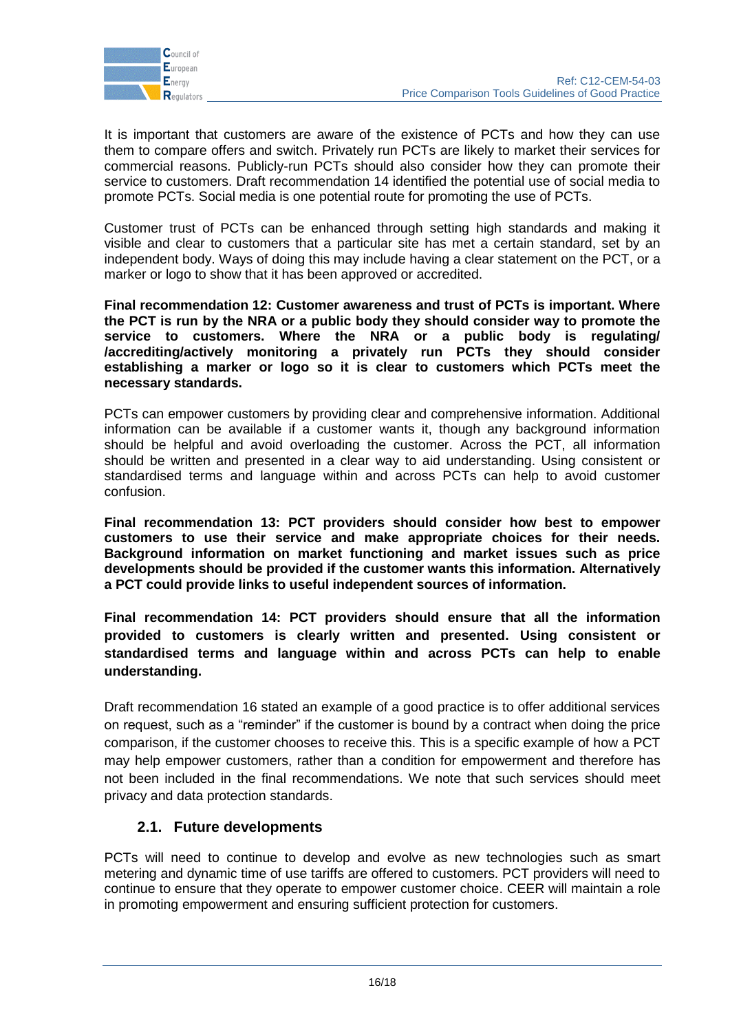It is important that customers are aware of the existence of PCTs and how they can use them to compare offers and switch. Privately run PCTs are likely to market their services for commercial reasons. Publicly-run PCTs should also consider how they can promote their service to customers. Draft recommendation 14 identified the potential use of social media to promote PCTs. Social media is one potential route for promoting the use of PCTs.

Customer trust of PCTs can be enhanced through setting high standards and making it visible and clear to customers that a particular site has met a certain standard, set by an independent body. Ways of doing this may include having a clear statement on the PCT, or a marker or logo to show that it has been approved or accredited.

**Final recommendation 12: Customer awareness and trust of PCTs is important. Where the PCT is run by the NRA or a public body they should consider way to promote the service to customers. Where the NRA or a public body is regulating/ /accrediting/actively monitoring a privately run PCTs they should consider establishing a marker or logo so it is clear to customers which PCTs meet the necessary standards.**

PCTs can empower customers by providing clear and comprehensive information. Additional information can be available if a customer wants it, though any background information should be helpful and avoid overloading the customer. Across the PCT, all information should be written and presented in a clear way to aid understanding. Using consistent or standardised terms and language within and across PCTs can help to avoid customer confusion.

**Final recommendation 13: PCT providers should consider how best to empower customers to use their service and make appropriate choices for their needs. Background information on market functioning and market issues such as price developments should be provided if the customer wants this information. Alternatively a PCT could provide links to useful independent sources of information.**

**Final recommendation 14: PCT providers should ensure that all the information provided to customers is clearly written and presented. Using consistent or standardised terms and language within and across PCTs can help to enable understanding.**

Draft recommendation 16 stated an example of a good practice is to offer additional services on request, such as a "reminder" if the customer is bound by a contract when doing the price comparison, if the customer chooses to receive this. This is a specific example of how a PCT may help empower customers, rather than a condition for empowerment and therefore has not been included in the final recommendations. We note that such services should meet privacy and data protection standards.

## 2.1. Future developments

PCTs will need to continue to develop and evolve as new technologies such as smart metering and dynamic time of use tariffs are offered to customers. PCT providers will need to continue to ensure that they operate to empower customer choice. CEER will maintain a role in promoting empowerment and ensuring sufficient protection for customers.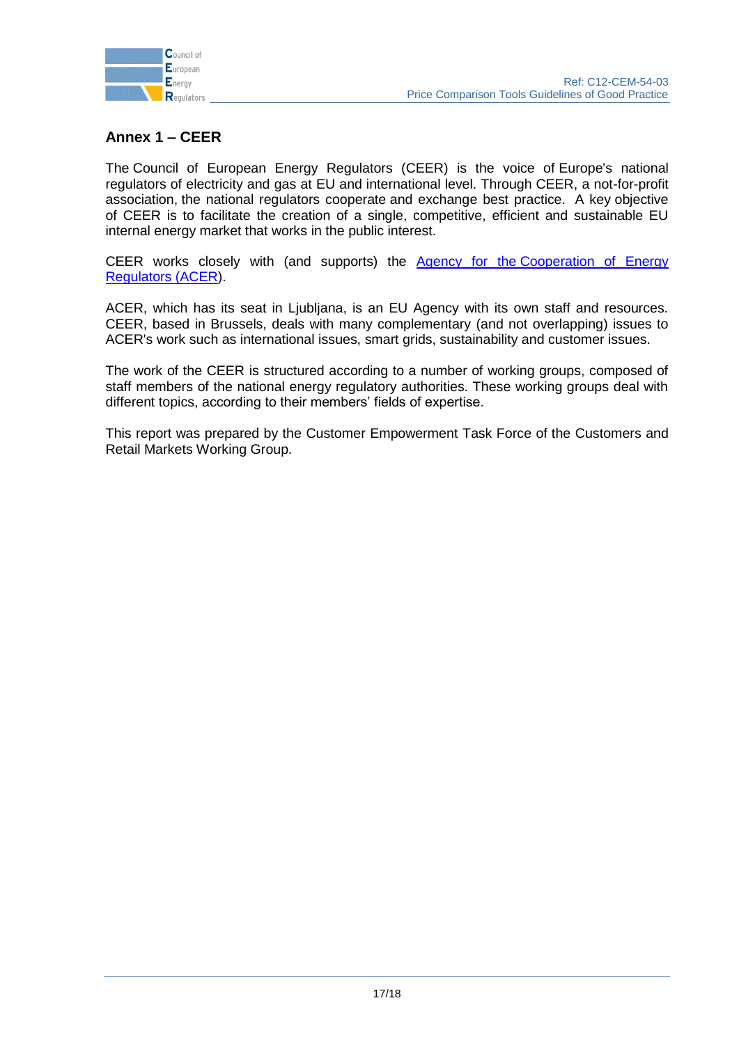## Annex 1 – CEER

The Council of European Energy Regulators (CEER) is the voice of Europe's national regulators of electricity and gas at EU and international level. Through CEER, a not-for-profit association, the national regulators cooperate and exchange best practice. A key objective of CEER is to facilitate the creation of a single, competitive, efficient and sustainable EU internal energy market that works in the public interest.

CEER works closely with (and supports) the Agency for the Cooperation of Energy Regulators (ACER).

ACER, which has its seat in Ljubljana, is an EU Agency with its own staff and resources. CEER, based in Brussels, deals with many complementary (and not overlapping) issues to ACER's work such as international issues, smart grids, sustainability and customer issues.

The work of the CEER is structured according to a number of working groups, composed of staff members of the national energy regulatory authorities. These working groups deal with different topics, according to their members' fields of expertise.

This report was prepared by the Customer Empowerment Task Force of the Customers and Retail Markets Working Group.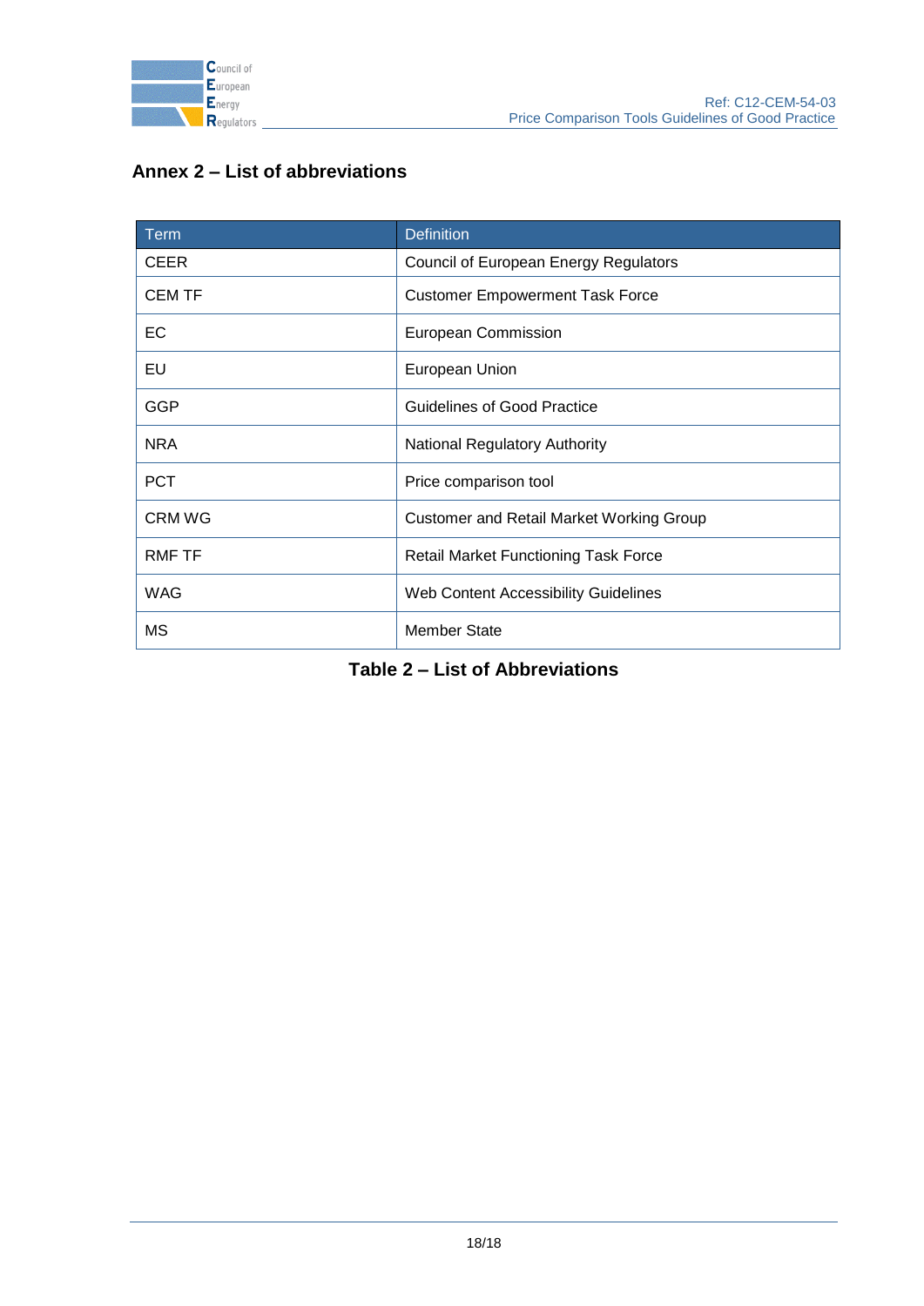## Annex 2 – List of abbreviations

| Term | Definition |
|---|---|
| CEER | Council of European Energy Regulators |
| CEM TF | Customer Empowerment Task Force |
| EC | European Commission |
| EU | European Union |
| GGP | Guidelines of Good Practice |
| NRA | National Regulatory Authority |
| PCT | Price comparison tool |
| CRM WG | Customer and Retail Market Working Group |
| RMF TF | Retail Market Functioning Task Force |
| WAG | Web Content Accessibility Guidelines |
| MS | Member State |

**Table 2 – List of Abbreviations**